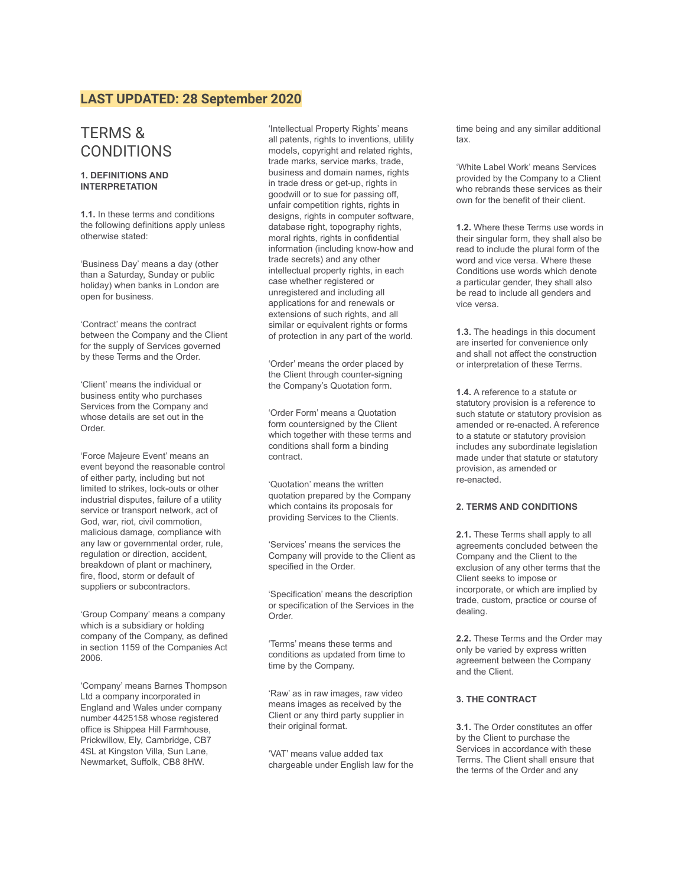**LAST UPDATED: 28 September 2020**

# TERMS & CONDITIONS

**1. DEFINITIONS AND INTERPRETATION**

**1.1.** In these terms and conditions the following definitions apply unless otherwise stated:

'Business Day' means a day (other than a Saturday, Sunday or public holiday) when banks in London are open for business.

'Contract' means the contract between the Company and the Client for the supply of Services governed by these Terms and the Order.

'Client' means the individual or business entity who purchases Services from the Company and whose details are set out in the Order.

'Force Majeure Event' means an event beyond the reasonable control of either party, including but not limited to strikes, lock-outs or other industrial disputes, failure of a utility service or transport network, act of God, war, riot, civil commotion, malicious damage, compliance with any law or governmental order, rule, regulation or direction, accident, breakdown of plant or machinery, fire, flood, storm or default of suppliers or subcontractors.

'Group Company' means a company which is a subsidiary or holding company of the Company, as defined in section 1159 of the Companies Act 2006.

'Company' means Barnes Thompson Ltd a company incorporated in England and Wales under company number 4425158 whose registered office is Shippea Hill Farmhouse, Prickwillow, Ely, Cambridge, CB7 4SL at Kingston Villa, Sun Lane, Newmarket, Suffolk, CB8 8HW.

'Intellectual Property Rights' means all patents, rights to inventions, utility models, copyright and related rights, trade marks, service marks, trade, business and domain names, rights in trade dress or get-up, rights in goodwill or to sue for passing off, unfair competition rights, rights in designs, rights in computer software, database right, topography rights, moral rights, rights in confidential information (including know-how and trade secrets) and any other intellectual property rights, in each case whether registered or unregistered and including all applications for and renewals or extensions of such rights, and all similar or equivalent rights or forms of protection in any part of the world.

'Order' means the order placed by the Client through counter-signing the Company's Quotation form.

'Order Form' means a Quotation form countersigned by the Client which together with these terms and conditions shall form a binding contract.

'Quotation' means the written quotation prepared by the Company which contains its proposals for providing Services to the Clients.

'Services' means the services the Company will provide to the Client as specified in the Order.

'Specification' means the description or specification of the Services in the Order.

'Terms' means these terms and conditions as updated from time to time by the Company.

'Raw' as in raw images, raw video means images as received by the Client or any third party supplier in their original format.

'VAT' means value added tax chargeable under English law for the time being and any similar additional tax.

'White Label Work' means Services provided by the Company to a Client who rebrands these services as their own for the benefit of their client.

**1.2.** Where these Terms use words in their singular form, they shall also be read to include the plural form of the word and vice versa. Where these Conditions use words which denote a particular gender, they shall also be read to include all genders and vice versa.

**1.3.** The headings in this document are inserted for convenience only and shall not affect the construction or interpretation of these Terms.

**1.4.** A reference to a statute or statutory provision is a reference to such statute or statutory provision as amended or re-enacted. A reference to a statute or statutory provision includes any subordinate legislation made under that statute or statutory provision, as amended or re-enacted.

**2. TERMS AND CONDITIONS**

**2.1.** These Terms shall apply to all agreements concluded between the Company and the Client to the exclusion of any other terms that the Client seeks to impose or incorporate, or which are implied by trade, custom, practice or course of dealing.

**2.2.** These Terms and the Order may only be varied by express written agreement between the Company and the Client.

**3. THE CONTRACT**

**3.1.** The Order constitutes an offer by the Client to purchase the Services in accordance with these Terms. The Client shall ensure that the terms of the Order and any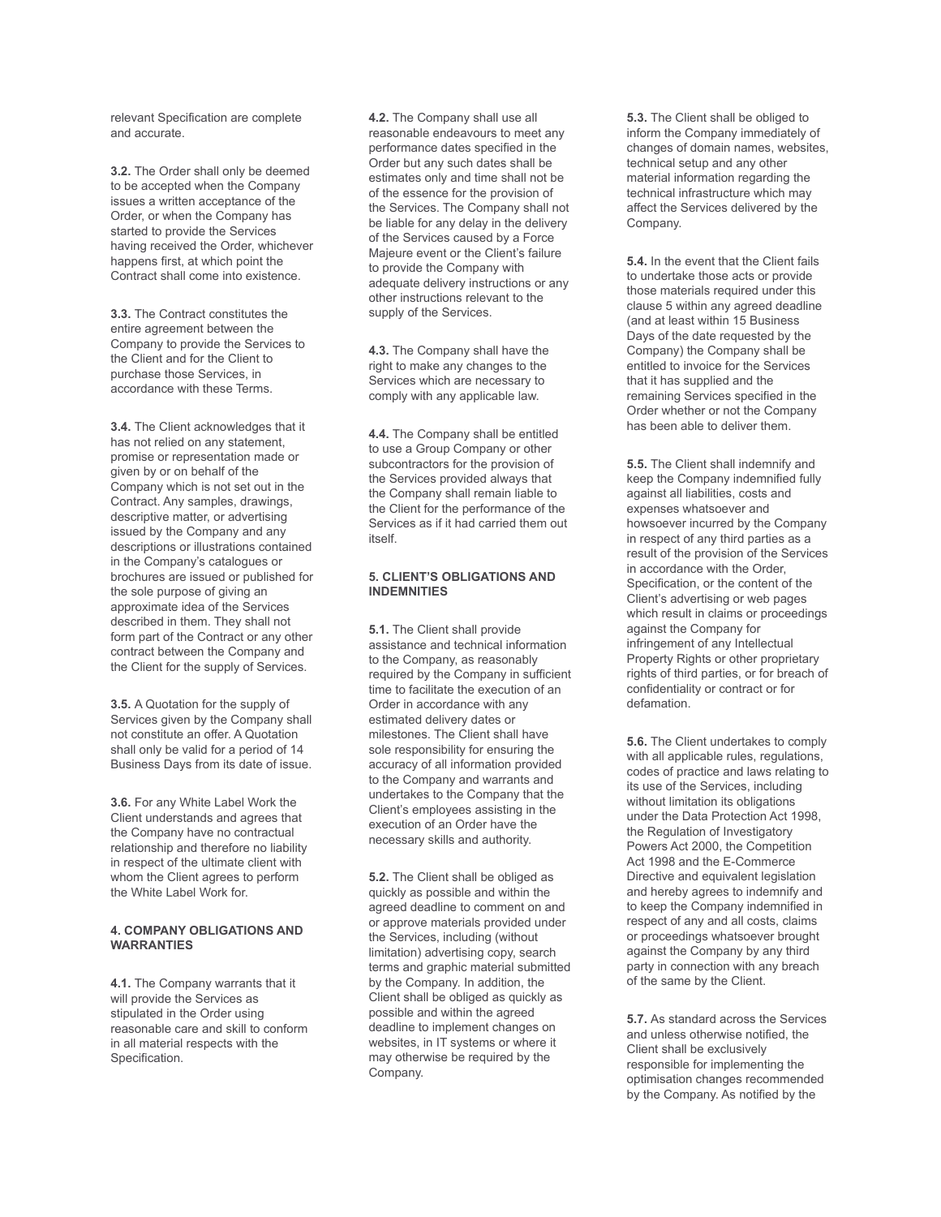relevant Specification are complete and accurate.

**3.2.** The Order shall only be deemed to be accepted when the Company issues a written acceptance of the Order, or when the Company has started to provide the Services having received the Order, whichever happens first, at which point the Contract shall come into existence.

**3.3.** The Contract constitutes the entire agreement between the Company to provide the Services to the Client and for the Client to purchase those Services, in accordance with these Terms.

**3.4.** The Client acknowledges that it has not relied on any statement, promise or representation made or given by or on behalf of the Company which is not set out in the Contract. Any samples, drawings, descriptive matter, or advertising issued by the Company and any descriptions or illustrations contained in the Company's catalogues or brochures are issued or published for the sole purpose of giving an approximate idea of the Services described in them. They shall not form part of the Contract or any other contract between the Company and the Client for the supply of Services.

**3.5.** A Quotation for the supply of Services given by the Company shall not constitute an offer. A Quotation shall only be valid for a period of 14 Business Days from its date of issue.

**3.6.** For any White Label Work the Client understands and agrees that the Company have no contractual relationship and therefore no liability in respect of the ultimate client with whom the Client agrees to perform the White Label Work for.

#### 4. COMPANY OBLIGATIONS AND WARRANTIES

**4.1.** The Company warrants that it will provide the Services as stipulated in the Order using reasonable care and skill to conform in all material respects with the Specification.

**4.2.** The Company shall use all reasonable endeavours to meet any performance dates specified in the Order but any such dates shall be estimates only and time shall not be of the essence for the provision of the Services. The Company shall not be liable for any delay in the delivery of the Services caused by a Force Majeure event or the Client's failure to provide the Company with adequate delivery instructions or any other instructions relevant to the supply of the Services.

**4.3.** The Company shall have the right to make any changes to the Services which are necessary to comply with any applicable law.

**4.4.** The Company shall be entitled to use a Group Company or other subcontractors for the provision of the Services provided always that the Company shall remain liable to the Client for the performance of the Services as if it had carried them out itself.

#### 5. CLIENT'S OBLIGATIONS AND INDEMNITIES

**5.1.** The Client shall provide assistance and technical information to the Company, as reasonably required by the Company in sufficient time to facilitate the execution of an Order in accordance with any estimated delivery dates or milestones. The Client shall have sole responsibility for ensuring the accuracy of all information provided to the Company and warrants and undertakes to the Company that the Client's employees assisting in the execution of an Order have the necessary skills and authority.

**5.2.** The Client shall be obliged as quickly as possible and within the agreed deadline to comment on and or approve materials provided under the Services, including (without limitation) advertising copy, search terms and graphic material submitted by the Company. In addition, the Client shall be obliged as quickly as possible and within the agreed deadline to implement changes on websites, in IT systems or where it may otherwise be required by the Company.

**5.3.** The Client shall be obliged to inform the Company immediately of changes of domain names, websites, technical setup and any other material information regarding the technical infrastructure which may affect the Services delivered by the Company.

**5.4.** In the event that the Client fails to undertake those acts or provide those materials required under this clause 5 within any agreed deadline (and at least within 15 Business Days of the date requested by the Company) the Company shall be entitled to invoice for the Services that it has supplied and the remaining Services specified in the Order whether or not the Company has been able to deliver them.

**5.5.** The Client shall indemnify and keep the Company indemnified fully against all liabilities, costs and expenses whatsoever and howsoever incurred by the Company in respect of any third parties as a result of the provision of the Services in accordance with the Order, Specification, or the content of the Client's advertising or web pages which result in claims or proceedings against the Company for infringement of any Intellectual Property Rights or other proprietary rights of third parties, or for breach of confidentiality or contract or for defamation.

**5.6.** The Client undertakes to comply with all applicable rules, regulations, codes of practice and laws relating to its use of the Services, including without limitation its obligations under the Data Protection Act 1998, the Regulation of Investigatory Powers Act 2000, the Competition Act 1998 and the E-Commerce Directive and equivalent legislation and hereby agrees to indemnify and to keep the Company indemnified in respect of any and all costs, claims or proceedings whatsoever brought against the Company by any third party in connection with any breach of the same by the Client.

**5.7.** As standard across the Services and unless otherwise notified, the Client shall be exclusively responsible for implementing the optimisation changes recommended by the Company. As notified by the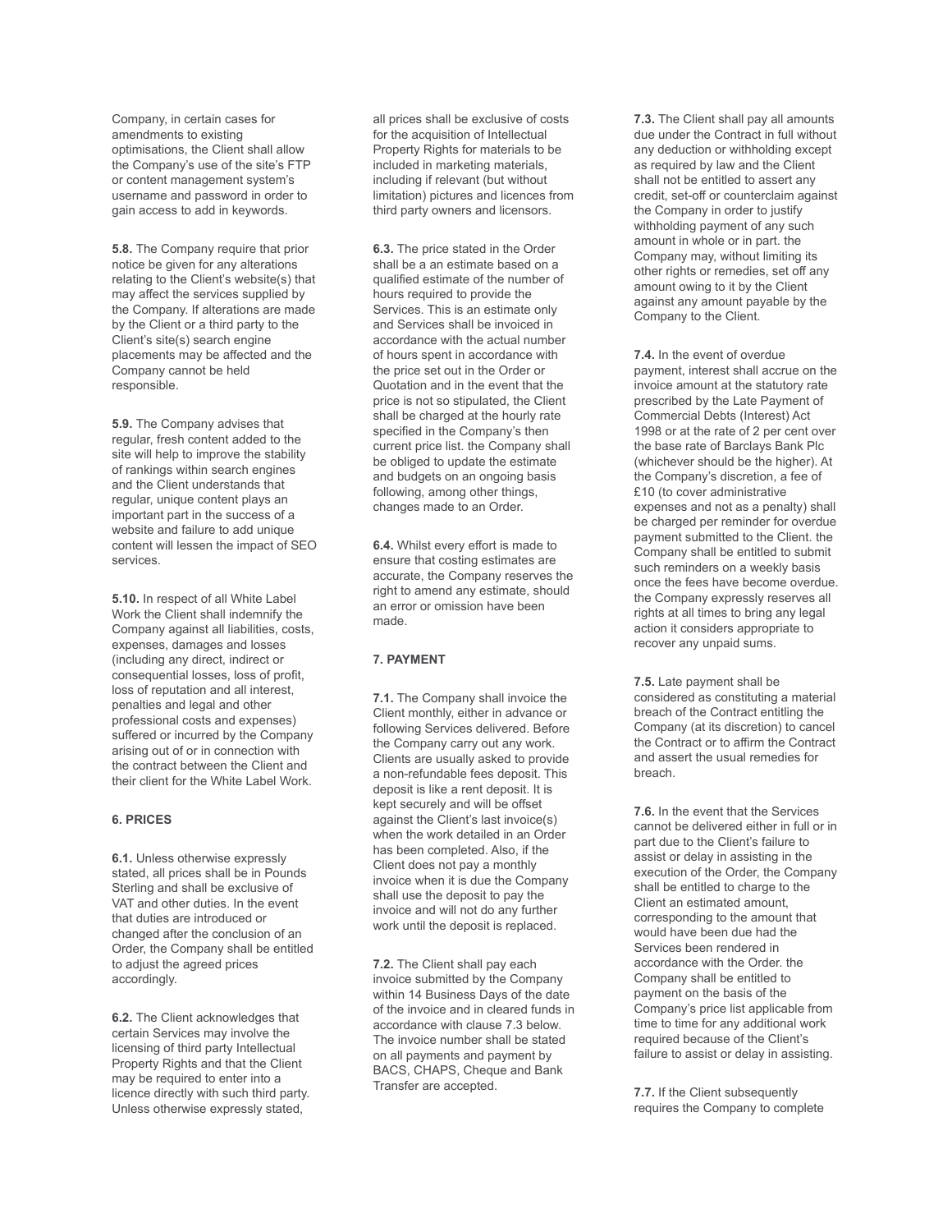Company, in certain cases for amendments to existing optimisations, the Client shall allow the Company's use of the site's FTP or content management system's username and password in order to gain access to add in keywords.

**5.8.** The Company require that prior notice be given for any alterations relating to the Client's website(s) that may affect the services supplied by the Company. If alterations are made by the Client or a third party to the Client's site(s) search engine placements may be affected and the Company cannot be held responsible.

**5.9.** The Company advises that regular, fresh content added to the site will help to improve the stability of rankings within search engines and the Client understands that regular, unique content plays an important part in the success of a website and failure to add unique content will lessen the impact of SEO services.

**5.10.** In respect of all White Label Work the Client shall indemnify the Company against all liabilities, costs, expenses, damages and losses (including any direct, indirect or consequential losses, loss of profit, loss of reputation and all interest, penalties and legal and other professional costs and expenses) suffered or incurred by the Company arising out of or in connection with the contract between the Client and their client for the White Label Work.

#### 6. PRICES

**6.1.** Unless otherwise expressly stated, all prices shall be in Pounds Sterling and shall be exclusive of VAT and other duties. In the event that duties are introduced or changed after the conclusion of an Order, the Company shall be entitled to adjust the agreed prices accordingly.

**6.2.** The Client acknowledges that certain Services may involve the licensing of third party Intellectual Property Rights and that the Client may be required to enter into a licence directly with such third party. Unless otherwise expressly stated, all prices shall be exclusive of costs for the acquisition of Intellectual Property Rights for materials to be included in marketing materials, including if relevant (but without limitation) pictures and licences from third party owners and licensors.

**6.3.** The price stated in the Order shall be a an estimate based on a qualified estimate of the number of hours required to provide the Services. This is an estimate only and Services shall be invoiced in accordance with the actual number of hours spent in accordance with the price set out in the Order or Quotation and in the event that the price is not so stipulated, the Client shall be charged at the hourly rate specified in the Company's then current price list. the Company shall be obliged to update the estimate and budgets on an ongoing basis following, among other things, changes made to an Order.

**6.4.** Whilst every effort is made to ensure that costing estimates are accurate, the Company reserves the right to amend any estimate, should an error or omission have been made.

#### 7. PAYMENT

**7.1.** The Company shall invoice the Client monthly, either in advance or following Services delivered. Before the Company carry out any work. Clients are usually asked to provide a non-refundable fees deposit. This deposit is like a rent deposit. It is kept securely and will be offset against the Client's last invoice(s) when the work detailed in an Order has been completed. Also, if the Client does not pay a monthly invoice when it is due the Company shall use the deposit to pay the invoice and will not do any further work until the deposit is replaced.

**7.2.** The Client shall pay each invoice submitted by the Company within 14 Business Days of the date of the invoice and in cleared funds in accordance with clause 7.3 below. The invoice number shall be stated on all payments and payment by BACS, CHAPS, Cheque and Bank Transfer are accepted.

**7.3.** The Client shall pay all amounts due under the Contract in full without any deduction or withholding except as required by law and the Client shall not be entitled to assert any credit, set-off or counterclaim against the Company in order to justify withholding payment of any such amount in whole or in part. the Company may, without limiting its other rights or remedies, set off any amount owing to it by the Client against any amount payable by the Company to the Client.

**7.4.** In the event of overdue payment, interest shall accrue on the invoice amount at the statutory rate prescribed by the Late Payment of Commercial Debts (Interest) Act 1998 or at the rate of 2 per cent over the base rate of Barclays Bank Plc (whichever should be the higher). At the Company's discretion, a fee of £10 (to cover administrative expenses and not as a penalty) shall be charged per reminder for overdue payment submitted to the Client. the Company shall be entitled to submit such reminders on a weekly basis once the fees have become overdue. the Company expressly reserves all rights at all times to bring any legal action it considers appropriate to recover any unpaid sums.

**7.5.** Late payment shall be considered as constituting a material breach of the Contract entitling the Company (at its discretion) to cancel the Contract or to affirm the Contract and assert the usual remedies for breach.

**7.6.** In the event that the Services cannot be delivered either in full or in part due to the Client's failure to assist or delay in assisting in the execution of the Order, the Company shall be entitled to charge to the Client an estimated amount, corresponding to the amount that would have been due had the Services been rendered in accordance with the Order. the Company shall be entitled to payment on the basis of the Company's price list applicable from time to time for any additional work required because of the Client's failure to assist or delay in assisting.

**7.7.** If the Client subsequently requires the Company to complete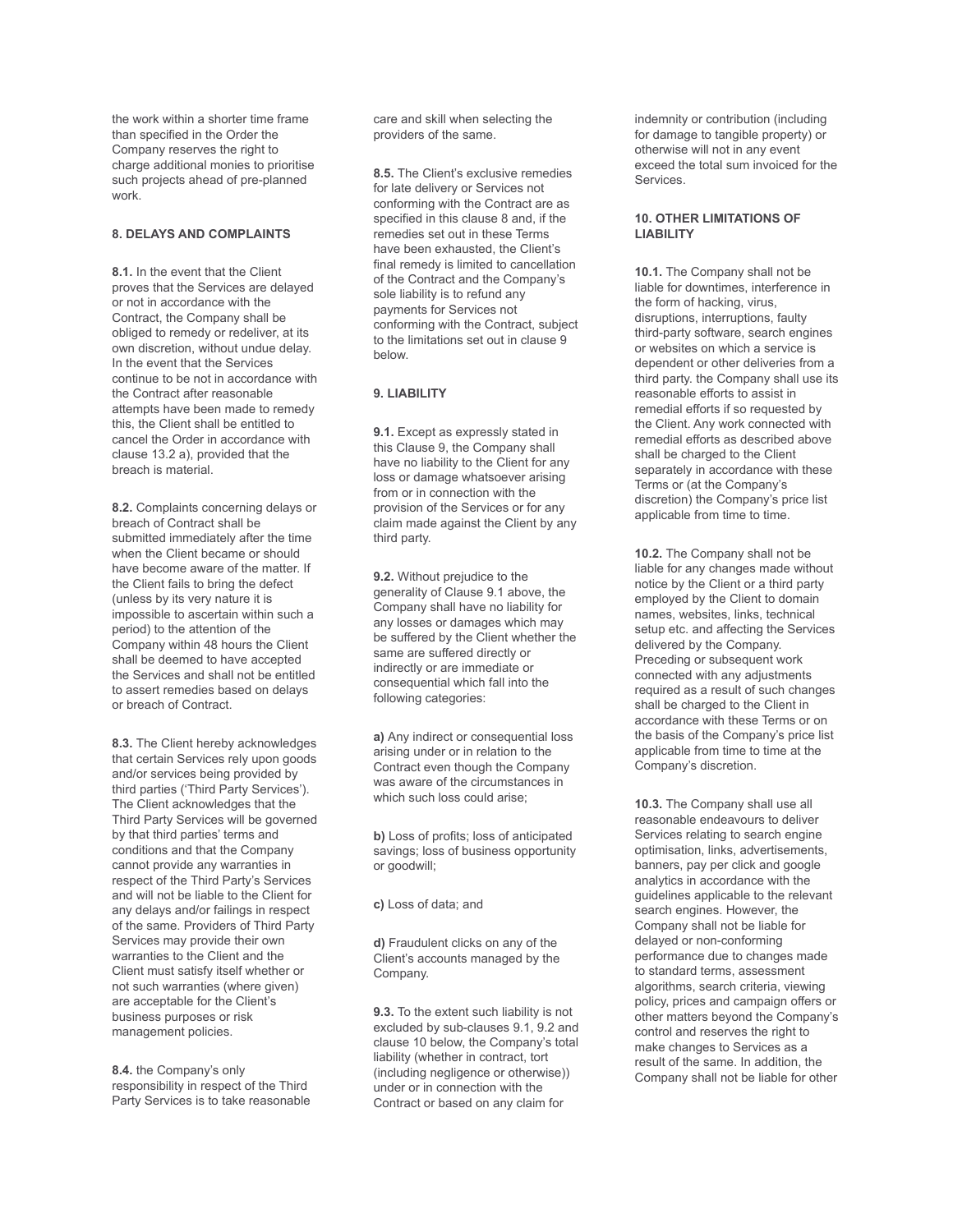the work within a shorter time frame than specified in the Order the Company reserves the right to charge additional monies to prioritise such projects ahead of pre-planned work.

### 8. DELAYS AND COMPLAINTS

**8.1.** In the event that the Client proves that the Services are delayed or not in accordance with the Contract, the Company shall be obliged to remedy or redeliver, at its own discretion, without undue delay. In the event that the Services continue to be not in accordance with the Contract after reasonable attempts have been made to remedy this, the Client shall be entitled to cancel the Order in accordance with clause 13.2 a), provided that the breach is material.

**8.2.** Complaints concerning delays or breach of Contract shall be submitted immediately after the time when the Client became or should have become aware of the matter. If the Client fails to bring the defect (unless by its very nature it is impossible to ascertain within such a period) to the attention of the Company within 48 hours the Client shall be deemed to have accepted the Services and shall not be entitled to assert remedies based on delays or breach of Contract.

**8.3.** The Client hereby acknowledges that certain Services rely upon goods and/or services being provided by third parties ('Third Party Services'). The Client acknowledges that the Third Party Services will be governed by that third parties' terms and conditions and that the Company cannot provide any warranties in respect of the Third Party's Services and will not be liable to the Client for any delays and/or failings in respect of the same. Providers of Third Party Services may provide their own warranties to the Client and the Client must satisfy itself whether or not such warranties (where given) are acceptable for the Client's business purposes or risk management policies.

**8.4.** the Company's only responsibility in respect of the Third Party Services is to take reasonable care and skill when selecting the providers of the same.

**8.5.** The Client's exclusive remedies for late delivery or Services not conforming with the Contract are as specified in this clause 8 and, if the remedies set out in these Terms have been exhausted, the Client's final remedy is limited to cancellation of the Contract and the Company's sole liability is to refund any payments for Services not conforming with the Contract, subject to the limitations set out in clause 9 below.

### 9. LIABILITY

**9.1.** Except as expressly stated in this Clause 9, the Company shall have no liability to the Client for any loss or damage whatsoever arising from or in connection with the provision of the Services or for any claim made against the Client by any third party.

**9.2.** Without prejudice to the generality of Clause 9.1 above, the Company shall have no liability for any losses or damages which may be suffered by the Client whether the same are suffered directly or indirectly or are immediate or consequential which fall into the following categories:

**a)** Any indirect or consequential loss arising under or in relation to the Contract even though the Company was aware of the circumstances in which such loss could arise;

**b)** Loss of profits; loss of anticipated savings; loss of business opportunity or goodwill;

**c)** Loss of data; and

**d)** Fraudulent clicks on any of the Client's accounts managed by the Company.

**9.3.** To the extent such liability is not excluded by sub-clauses 9.1, 9.2 and clause 10 below, the Company's total liability (whether in contract, tort (including negligence or otherwise)) under or in connection with the Contract or based on any claim for indemnity or contribution (including for damage to tangible property) or otherwise will not in any event exceed the total sum invoiced for the Services.

### 10. OTHER LIMITATIONS OF LIABILITY

**10.1.** The Company shall not be liable for downtimes, interference in the form of hacking, virus, disruptions, interruptions, faulty third-party software, search engines or websites on which a service is dependent or other deliveries from a third party. the Company shall use its reasonable efforts to assist in remedial efforts if so requested by the Client. Any work connected with remedial efforts as described above shall be charged to the Client separately in accordance with these Terms or (at the Company's discretion) the Company's price list applicable from time to time.

**10.2.** The Company shall not be liable for any changes made without notice by the Client or a third party employed by the Client to domain names, websites, links, technical setup etc. and affecting the Services delivered by the Company. Preceding or subsequent work connected with any adjustments required as a result of such changes shall be charged to the Client in accordance with these Terms or on the basis of the Company's price list applicable from time to time at the Company's discretion.

**10.3.** The Company shall use all reasonable endeavours to deliver Services relating to search engine optimisation, links, advertisements, banners, pay per click and google analytics in accordance with the guidelines applicable to the relevant search engines. However, the Company shall not be liable for delayed or non-conforming performance due to changes made to standard terms, assessment algorithms, search criteria, viewing policy, prices and campaign offers or other matters beyond the Company's control and reserves the right to make changes to Services as a result of the same. In addition, the Company shall not be liable for other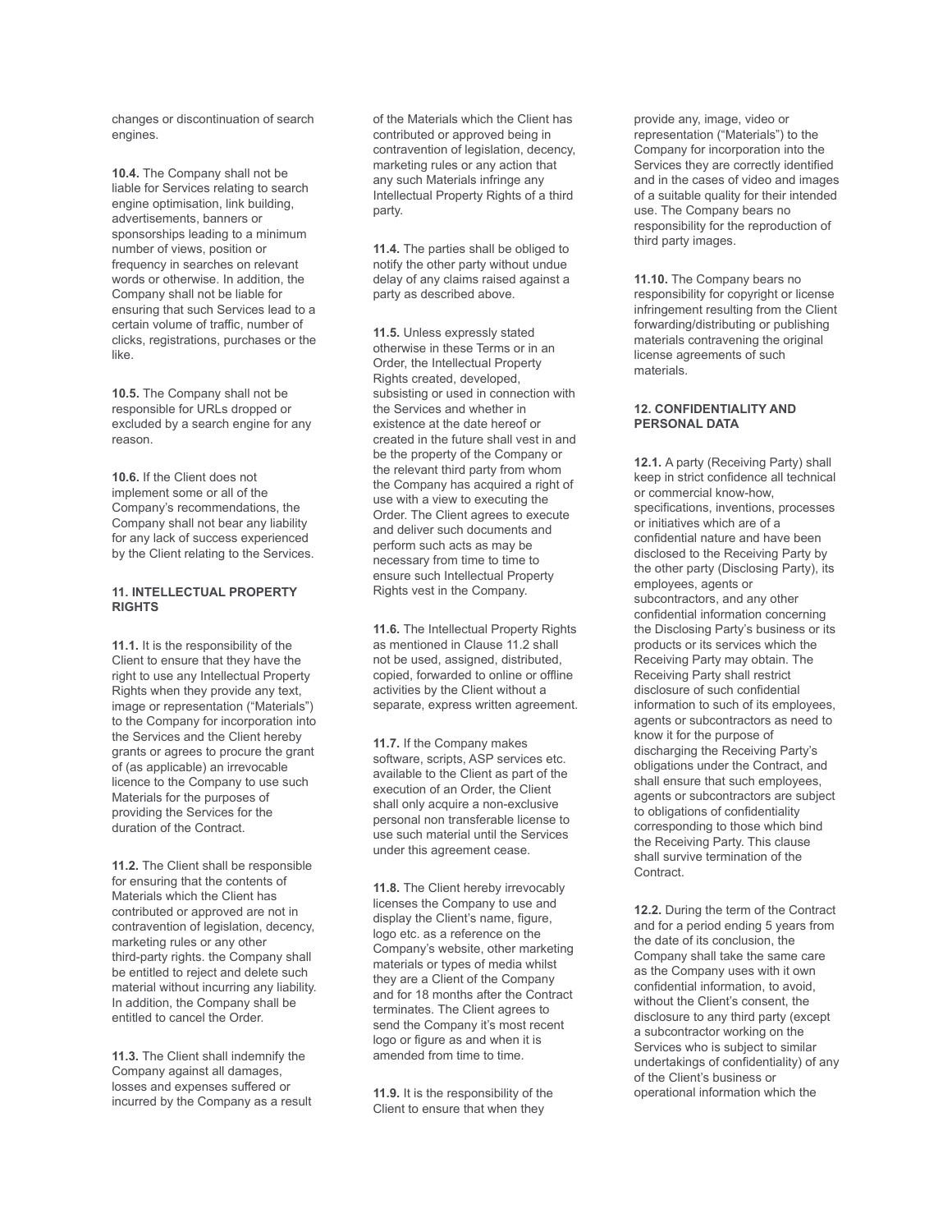changes or discontinuation of search engines.

**10.4.** The Company shall not be liable for Services relating to search engine optimisation, link building, advertisements, banners or sponsorships leading to a minimum number of views, position or frequency in searches on relevant words or otherwise. In addition, the Company shall not be liable for ensuring that such Services lead to a certain volume of traffic, number of clicks, registrations, purchases or the like.

**10.5.** The Company shall not be responsible for URLs dropped or excluded by a search engine for any reason.

**10.6.** If the Client does not implement some or all of the Company's recommendations, the Company shall not bear any liability for any lack of success experienced by the Client relating to the Services.

### 11. INTELLECTUAL PROPERTY RIGHTS

**11.1.** It is the responsibility of the Client to ensure that they have the right to use any Intellectual Property Rights when they provide any text, image or representation ("Materials") to the Company for incorporation into the Services and the Client hereby grants or agrees to procure the grant of (as applicable) an irrevocable licence to the Company to use such Materials for the purposes of providing the Services for the duration of the Contract.

**11.2.** The Client shall be responsible for ensuring that the contents of Materials which the Client has contributed or approved are not in contravention of legislation, decency, marketing rules or any other third-party rights. the Company shall be entitled to reject and delete such material without incurring any liability. In addition, the Company shall be entitled to cancel the Order.

**11.3.** The Client shall indemnify the Company against all damages, losses and expenses suffered or incurred by the Company as a result of the Materials which the Client has contributed or approved being in contravention of legislation, decency, marketing rules or any action that any such Materials infringe any Intellectual Property Rights of a third party.

**11.4.** The parties shall be obliged to notify the other party without undue delay of any claims raised against a party as described above.

**11.5.** Unless expressly stated otherwise in these Terms or in an Order, the Intellectual Property Rights created, developed, subsisting or used in connection with the Services and whether in existence at the date hereof or created in the future shall vest in and be the property of the Company or the relevant third party from whom the Company has acquired a right of use with a view to executing the Order. The Client agrees to execute and deliver such documents and perform such acts as may be necessary from time to time to ensure such Intellectual Property Rights vest in the Company.

**11.6.** The Intellectual Property Rights as mentioned in Clause 11.2 shall not be used, assigned, distributed, copied, forwarded to online or offline activities by the Client without a separate, express written agreement.

**11.7.** If the Company makes software, scripts, ASP services etc. available to the Client as part of the execution of an Order, the Client shall only acquire a non-exclusive personal non transferable license to use such material until the Services under this agreement cease.

**11.8.** The Client hereby irrevocably licenses the Company to use and display the Client's name, figure, logo etc. as a reference on the Company's website, other marketing materials or types of media whilst they are a Client of the Company and for 18 months after the Contract terminates. The Client agrees to send the Company it's most recent logo or figure as and when it is amended from time to time.

**11.9.** It is the responsibility of the Client to ensure that when they provide any, image, video or representation ("Materials") to the Company for incorporation into the Services they are correctly identified and in the cases of video and images of a suitable quality for their intended use. The Company bears no responsibility for the reproduction of third party images.

**11.10.** The Company bears no responsibility for copyright or license infringement resulting from the Client forwarding/distributing or publishing materials contravening the original license agreements of such materials.

### 12. CONFIDENTIALITY AND PERSONAL DATA

**12.1.** A party (Receiving Party) shall keep in strict confidence all technical or commercial know-how, specifications, inventions, processes or initiatives which are of a confidential nature and have been disclosed to the Receiving Party by the other party (Disclosing Party), its employees, agents or subcontractors, and any other confidential information concerning the Disclosing Party's business or its products or its services which the Receiving Party may obtain. The Receiving Party shall restrict disclosure of such confidential information to such of its employees, agents or subcontractors as need to know it for the purpose of discharging the Receiving Party's obligations under the Contract, and shall ensure that such employees, agents or subcontractors are subject to obligations of confidentiality corresponding to those which bind the Receiving Party. This clause shall survive termination of the Contract.

**12.2.** During the term of the Contract and for a period ending 5 years from the date of its conclusion, the Company shall take the same care as the Company uses with it own confidential information, to avoid, without the Client's consent, the disclosure to any third party (except a subcontractor working on the Services who is subject to similar undertakings of confidentiality) of any of the Client's business or operational information which the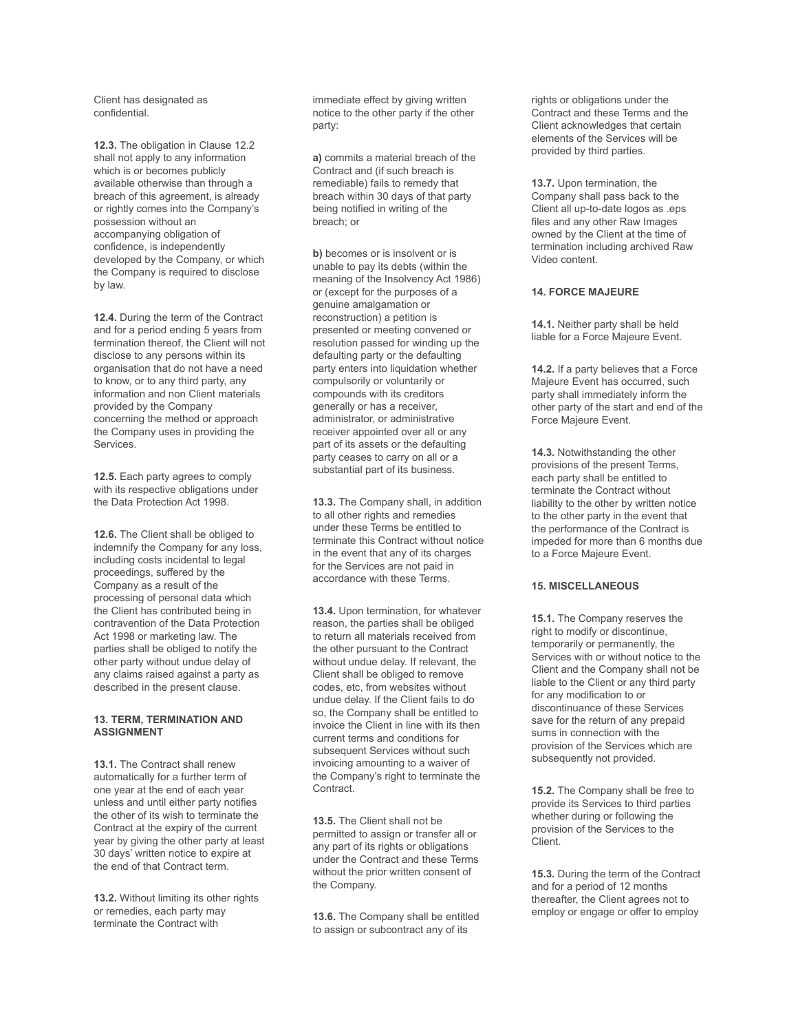Client has designated as confidential.

**12.3.** The obligation in Clause 12.2 shall not apply to any information which is or becomes publicly available otherwise than through a breach of this agreement, is already or rightly comes into the Company's possession without an accompanying obligation of confidence, is independently developed by the Company, or which the Company is required to disclose by law.

**12.4.** During the term of the Contract and for a period ending 5 years from termination thereof, the Client will not disclose to any persons within its organisation that do not have a need to know, or to any third party, any information and non Client materials provided by the Company concerning the method or approach the Company uses in providing the Services.

**12.5.** Each party agrees to comply with its respective obligations under the Data Protection Act 1998.

**12.6.** The Client shall be obliged to indemnify the Company for any loss, including costs incidental to legal proceedings, suffered by the Company as a result of the processing of personal data which the Client has contributed being in contravention of the Data Protection Act 1998 or marketing law. The parties shall be obliged to notify the other party without undue delay of any claims raised against a party as described in the present clause.

**13. TERM, TERMINATION AND ASSIGNMENT**

**13.1.** The Contract shall renew automatically for a further term of one year at the end of each year unless and until either party notifies the other of its wish to terminate the Contract at the expiry of the current year by giving the other party at least 30 days' written notice to expire at the end of that Contract term.

**13.2.** Without limiting its other rights or remedies, each party may terminate the Contract with immediate effect by giving written notice to the other party if the other party:

**a)** commits a material breach of the Contract and (if such breach is remediable) fails to remedy that breach within 30 days of that party being notified in writing of the breach; or

**b)** becomes or is insolvent or is unable to pay its debts (within the meaning of the Insolvency Act 1986) or (except for the purposes of a genuine amalgamation or reconstruction) a petition is presented or meeting convened or resolution passed for winding up the defaulting party or the defaulting party enters into liquidation whether compulsorily or voluntarily or compounds with its creditors generally or has a receiver, administrator, or administrative receiver appointed over all or any part of its assets or the defaulting party ceases to carry on all or a substantial part of its business.

**13.3.** The Company shall, in addition to all other rights and remedies under these Terms be entitled to terminate this Contract without notice in the event that any of its charges for the Services are not paid in accordance with these Terms.

**13.4.** Upon termination, for whatever reason, the parties shall be obliged to return all materials received from the other pursuant to the Contract without undue delay. If relevant, the Client shall be obliged to remove codes, etc, from websites without undue delay. If the Client fails to do so, the Company shall be entitled to invoice the Client in line with its then current terms and conditions for subsequent Services without such invoicing amounting to a waiver of the Company's right to terminate the Contract.

**13.5.** The Client shall not be permitted to assign or transfer all or any part of its rights or obligations under the Contract and these Terms without the prior written consent of the Company.

**13.6.** The Company shall be entitled to assign or subcontract any of its rights or obligations under the Contract and these Terms and the Client acknowledges that certain elements of the Services will be provided by third parties.

**13.7.** Upon termination, the Company shall pass back to the Client all up-to-date logos as .eps files and any other Raw Images owned by the Client at the time of termination including archived Raw Video content.

**14. FORCE MAJEURE**

**14.1.** Neither party shall be held liable for a Force Majeure Event.

**14.2.** If a party believes that a Force Majeure Event has occurred, such party shall immediately inform the other party of the start and end of the Force Majeure Event.

**14.3.** Notwithstanding the other provisions of the present Terms, each party shall be entitled to terminate the Contract without liability to the other by written notice to the other party in the event that the performance of the Contract is impeded for more than 6 months due to a Force Majeure Event.

**15. MISCELLANEOUS**

**15.1.** The Company reserves the right to modify or discontinue, temporarily or permanently, the Services with or without notice to the Client and the Company shall not be liable to the Client or any third party for any modification to or discontinuance of these Services save for the return of any prepaid sums in connection with the provision of the Services which are subsequently not provided.

**15.2.** The Company shall be free to provide its Services to third parties whether during or following the provision of the Services to the Client.

**15.3.** During the term of the Contract and for a period of 12 months thereafter, the Client agrees not to employ or engage or offer to employ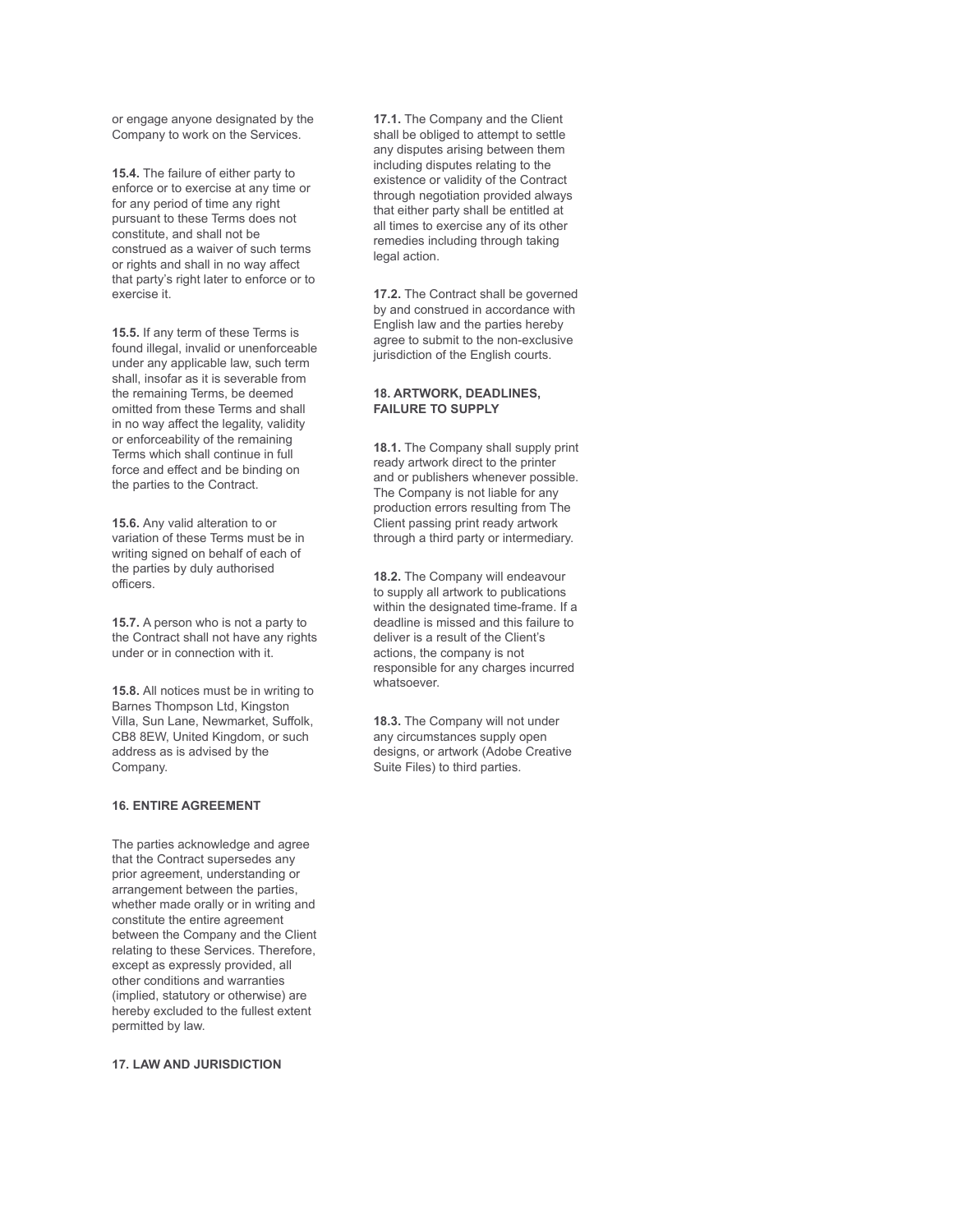or engage anyone designated by the Company to work on the Services.

**15.4.** The failure of either party to enforce or to exercise at any time or for any period of time any right pursuant to these Terms does not constitute, and shall not be construed as a waiver of such terms or rights and shall in no way affect that party's right later to enforce or to exercise it.

**15.5.** If any term of these Terms is found illegal, invalid or unenforceable under any applicable law, such term shall, insofar as it is severable from the remaining Terms, be deemed omitted from these Terms and shall in no way affect the legality, validity or enforceability of the remaining Terms which shall continue in full force and effect and be binding on the parties to the Contract.

**15.6.** Any valid alteration to or variation of these Terms must be in writing signed on behalf of each of the parties by duly authorised officers.

**15.7.** A person who is not a party to the Contract shall not have any rights under or in connection with it.

**15.8.** All notices must be in writing to Barnes Thompson Ltd, Kingston Villa, Sun Lane, Newmarket, Suffolk, CB8 8EW, United Kingdom, or such address as is advised by the Company.

**16. ENTIRE AGREEMENT**

The parties acknowledge and agree that the Contract supersedes any prior agreement, understanding or arrangement between the parties, whether made orally or in writing and constitute the entire agreement between the Company and the Client relating to these Services. Therefore, except as expressly provided, all other conditions and warranties (implied, statutory or otherwise) are hereby excluded to the fullest extent permitted by law.

**17. LAW AND JURISDICTION**

**17.1.** The Company and the Client shall be obliged to attempt to settle any disputes arising between them including disputes relating to the existence or validity of the Contract through negotiation provided always that either party shall be entitled at all times to exercise any of its other remedies including through taking legal action.

**17.2.** The Contract shall be governed by and construed in accordance with English law and the parties hereby agree to submit to the non-exclusive jurisdiction of the English courts.

**18. ARTWORK, DEADLINES, FAILURE TO SUPPLY**

**18.1.** The Company shall supply print ready artwork direct to the printer and or publishers whenever possible. The Company is not liable for any production errors resulting from The Client passing print ready artwork through a third party or intermediary.

**18.2.** The Company will endeavour to supply all artwork to publications within the designated time-frame. If a deadline is missed and this failure to deliver is a result of the Client's actions, the company is not responsible for any charges incurred whatsoever.

**18.3.** The Company will not under any circumstances supply open designs, or artwork (Adobe Creative Suite Files) to third parties.